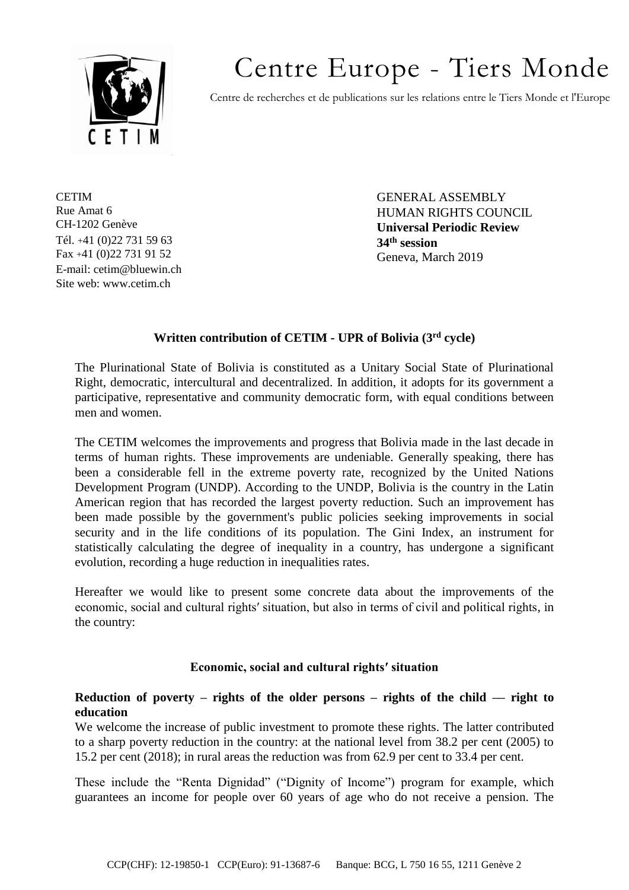# Centre Europe - Tiers Monde

Centre de recherches et de publications sur les relations entre le Tiers Monde et l'Europe

CETIM
Rue Amat 6
CH-1202 Genève
Tél. +41 (0)22 731 59 63
Fax +41 (0)22 731 91 52
E-mail: cetim@bluewin.ch
Site web: www.cetim.ch

GENERAL ASSEMBLY
HUMAN RIGHTS COUNCIL
**Universal Periodic Review**
**34th session**
Geneva, March 2019

## Written contribution of CETIM - UPR of Bolivia (3rd cycle)

The Plurinational State of Bolivia is constituted as a Unitary Social State of Plurinational Right, democratic, intercultural and decentralized. In addition, it adopts for its government a participative, representative and community democratic form, with equal conditions between men and women.

The CETIM welcomes the improvements and progress that Bolivia made in the last decade in terms of human rights. These improvements are undeniable. Generally speaking, there has been a considerable fell in the extreme poverty rate, recognized by the United Nations Development Program (UNDP). According to the UNDP, Bolivia is the country in the Latin American region that has recorded the largest poverty reduction. Such an improvement has been made possible by the government's public policies seeking improvements in social security and in the life conditions of its population. The Gini Index, an instrument for statistically calculating the degree of inequality in a country, has undergone a significant evolution, recording a huge reduction in inequalities rates.

Hereafter we would like to present some concrete data about the improvements of the economic, social and cultural rights′ situation, but also in terms of civil and political rights, in the country:

### Economic, social and cultural rights′ situation

**Reduction of poverty – rights of the older persons – rights of the child — right to education**

We welcome the increase of public investment to promote these rights. The latter contributed to a sharp poverty reduction in the country: at the national level from 38.2 per cent (2005) to 15.2 per cent (2018); in rural areas the reduction was from 62.9 per cent to 33.4 per cent.

These include the "Renta Dignidad" ("Dignity of Income") program for example, which guarantees an income for people over 60 years of age who do not receive a pension. The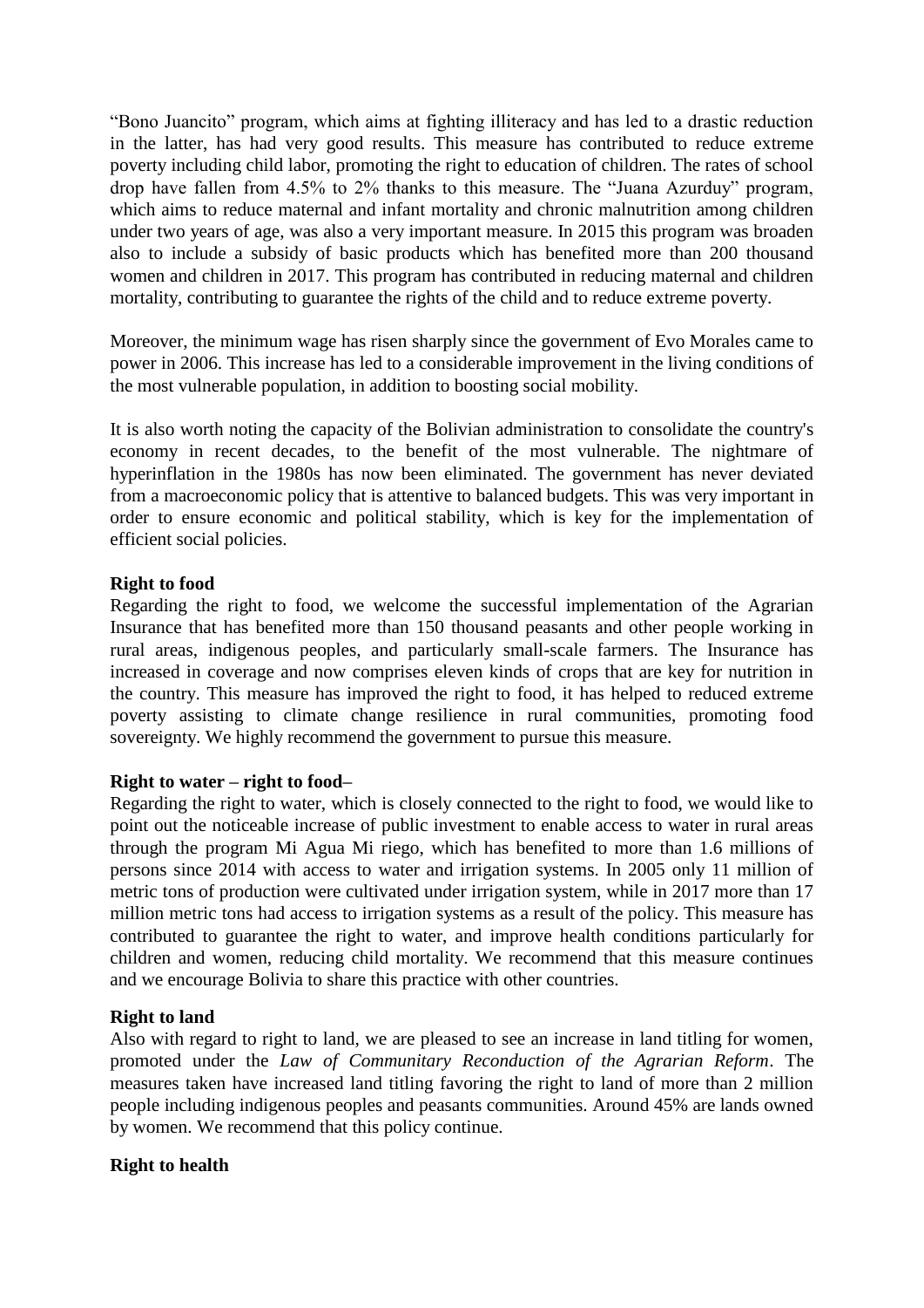"Bono Juancito" program, which aims at fighting illiteracy and has led to a drastic reduction in the latter, has had very good results. This measure has contributed to reduce extreme poverty including child labor, promoting the right to education of children. The rates of school drop have fallen from 4.5% to 2% thanks to this measure. The "Juana Azurduy" program, which aims to reduce maternal and infant mortality and chronic malnutrition among children under two years of age, was also a very important measure. In 2015 this program was broaden also to include a subsidy of basic products which has benefited more than 200 thousand women and children in 2017. This program has contributed in reducing maternal and children mortality, contributing to guarantee the rights of the child and to reduce extreme poverty.

Moreover, the minimum wage has risen sharply since the government of Evo Morales came to power in 2006. This increase has led to a considerable improvement in the living conditions of the most vulnerable population, in addition to boosting social mobility.

It is also worth noting the capacity of the Bolivian administration to consolidate the country's economy in recent decades, to the benefit of the most vulnerable. The nightmare of hyperinflation in the 1980s has now been eliminated. The government has never deviated from a macroeconomic policy that is attentive to balanced budgets. This was very important in order to ensure economic and political stability, which is key for the implementation of efficient social policies.

**Right to food**

Regarding the right to food, we welcome the successful implementation of the Agrarian Insurance that has benefited more than 150 thousand peasants and other people working in rural areas, indigenous peoples, and particularly small-scale farmers. The Insurance has increased in coverage and now comprises eleven kinds of crops that are key for nutrition in the country. This measure has improved the right to food, it has helped to reduced extreme poverty assisting to climate change resilience in rural communities, promoting food sovereignty. We highly recommend the government to pursue this measure.

**Right to water – right to food–**

Regarding the right to water, which is closely connected to the right to food, we would like to point out the noticeable increase of public investment to enable access to water in rural areas through the program Mi Agua Mi riego, which has benefited to more than 1.6 millions of persons since 2014 with access to water and irrigation systems. In 2005 only 11 million of metric tons of production were cultivated under irrigation system, while in 2017 more than 17 million metric tons had access to irrigation systems as a result of the policy. This measure has contributed to guarantee the right to water, and improve health conditions particularly for children and women, reducing child mortality. We recommend that this measure continues and we encourage Bolivia to share this practice with other countries.

**Right to land**

Also with regard to right to land, we are pleased to see an increase in land titling for women, promoted under the *Law of Communitary Reconduction of the Agrarian Reform*. The measures taken have increased land titling favoring the right to land of more than 2 million people including indigenous peoples and peasants communities. Around 45% are lands owned by women. We recommend that this policy continue.

**Right to health**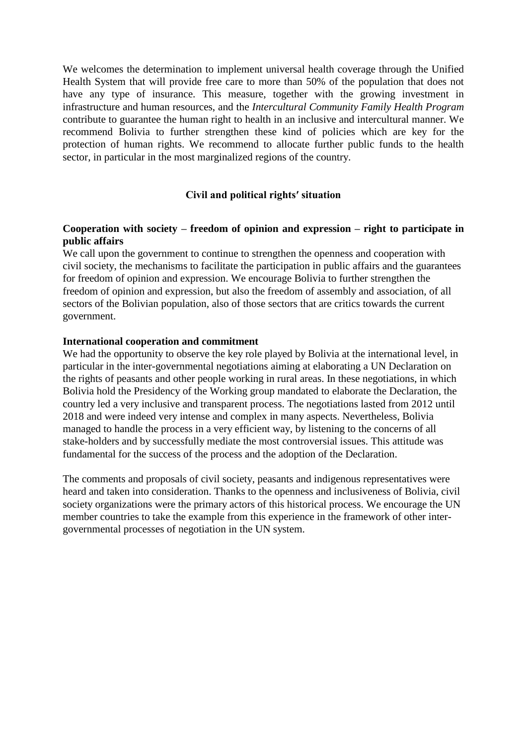We welcomes the determination to implement universal health coverage through the Unified Health System that will provide free care to more than 50% of the population that does not have any type of insurance. This measure, together with the growing investment in infrastructure and human resources, and the *Intercultural Community Family Health Program* contribute to guarantee the human right to health in an inclusive and intercultural manner. We recommend Bolivia to further strengthen these kind of policies which are key for the protection of human rights. We recommend to allocate further public funds to the health sector, in particular in the most marginalized regions of the country.

## Civil and political rights′ situation

### Cooperation with society – freedom of opinion and expression – right to participate in public affairs

We call upon the government to continue to strengthen the openness and cooperation with civil society, the mechanisms to facilitate the participation in public affairs and the guarantees for freedom of opinion and expression. We encourage Bolivia to further strengthen the freedom of opinion and expression, but also the freedom of assembly and association, of all sectors of the Bolivian population, also of those sectors that are critics towards the current government.

### International cooperation and commitment

We had the opportunity to observe the key role played by Bolivia at the international level, in particular in the inter-governmental negotiations aiming at elaborating a UN Declaration on the rights of peasants and other people working in rural areas. In these negotiations, in which Bolivia hold the Presidency of the Working group mandated to elaborate the Declaration, the country led a very inclusive and transparent process. The negotiations lasted from 2012 until 2018 and were indeed very intense and complex in many aspects. Nevertheless, Bolivia managed to handle the process in a very efficient way, by listening to the concerns of all stake-holders and by successfully mediate the most controversial issues. This attitude was fundamental for the success of the process and the adoption of the Declaration.

The comments and proposals of civil society, peasants and indigenous representatives were heard and taken into consideration. Thanks to the openness and inclusiveness of Bolivia, civil society organizations were the primary actors of this historical process. We encourage the UN member countries to take the example from this experience in the framework of other inter-governmental processes of negotiation in the UN system.